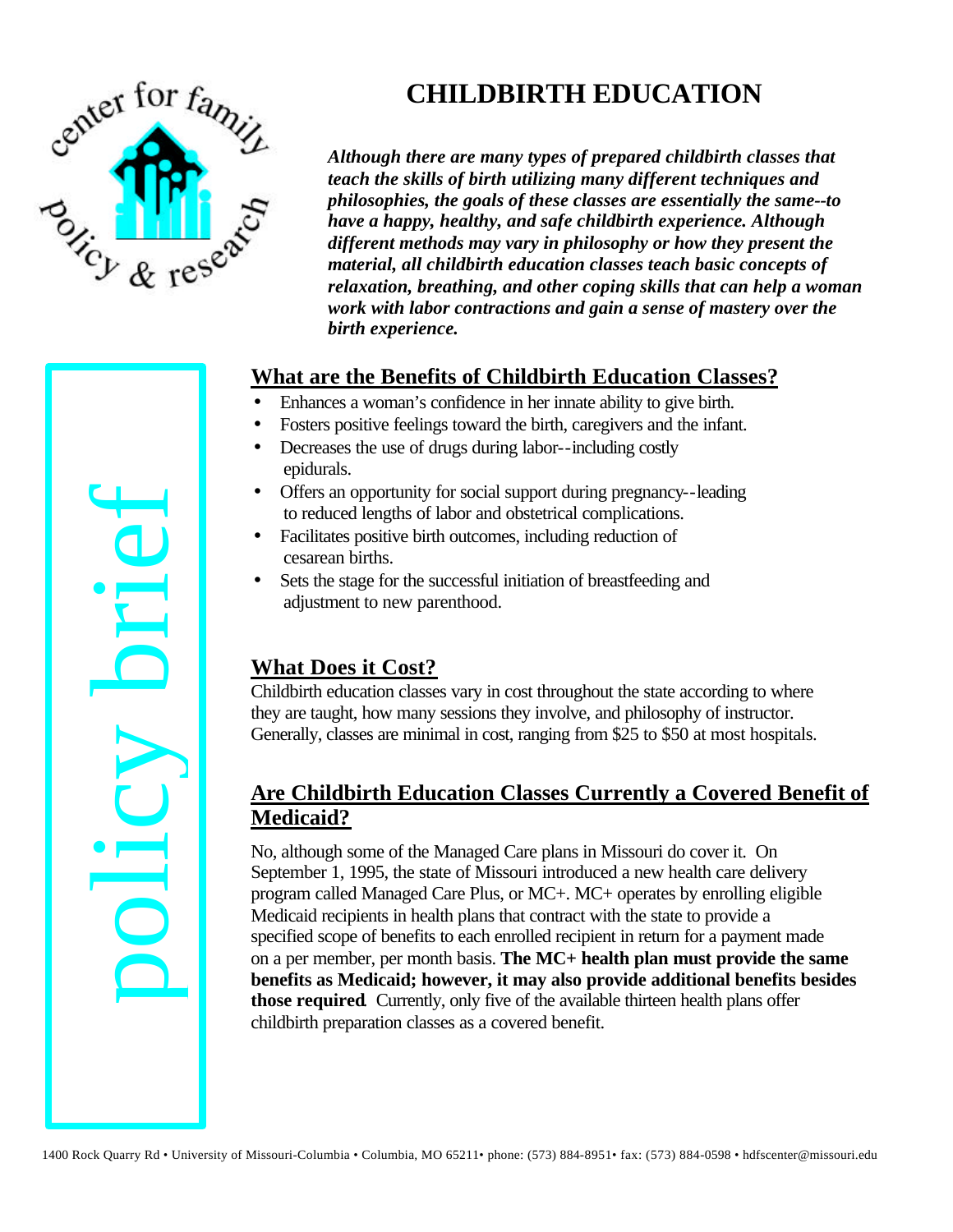center for family policy & research

policy brief

# CHILDBIRTH EDUCATION

***Although there are many types of prepared childbirth classes that teach the skills of birth utilizing many different techniques and philosophies, the goals of these classes are essentially the same--to have a happy, healthy, and safe childbirth experience. Although different methods may vary in philosophy or how they present the material, all childbirth education classes teach basic concepts of relaxation, breathing, and other coping skills that can help a woman work with labor contractions and gain a sense of mastery over the birth experience.***

## What are the Benefits of Childbirth Education Classes?

- Enhances a woman's confidence in her innate ability to give birth.
- Fosters positive feelings toward the birth, caregivers and the infant.
- Decreases the use of drugs during labor--including costly epidurals.
- Offers an opportunity for social support during pregnancy--leading to reduced lengths of labor and obstetrical complications.
- Facilitates positive birth outcomes, including reduction of cesarean births.
- Sets the stage for the successful initiation of breastfeeding and adjustment to new parenthood.

## What Does it Cost?

Childbirth education classes vary in cost throughout the state according to where they are taught, how many sessions they involve, and philosophy of instructor. Generally, classes are minimal in cost, ranging from $25 to $50 at most hospitals.

## Are Childbirth Education Classes Currently a Covered Benefit of Medicaid?

No, although some of the Managed Care plans in Missouri do cover it. On September 1, 1995, the state of Missouri introduced a new health care delivery program called Managed Care Plus, or MC+. MC+ operates by enrolling eligible Medicaid recipients in health plans that contract with the state to provide a specified scope of benefits to each enrolled recipient in return for a payment made on a per member, per month basis. **The MC+ health plan must provide the same benefits as Medicaid; however, it may also provide additional benefits besides those required**. Currently, only five of the available thirteen health plans offer childbirth preparation classes as a covered benefit.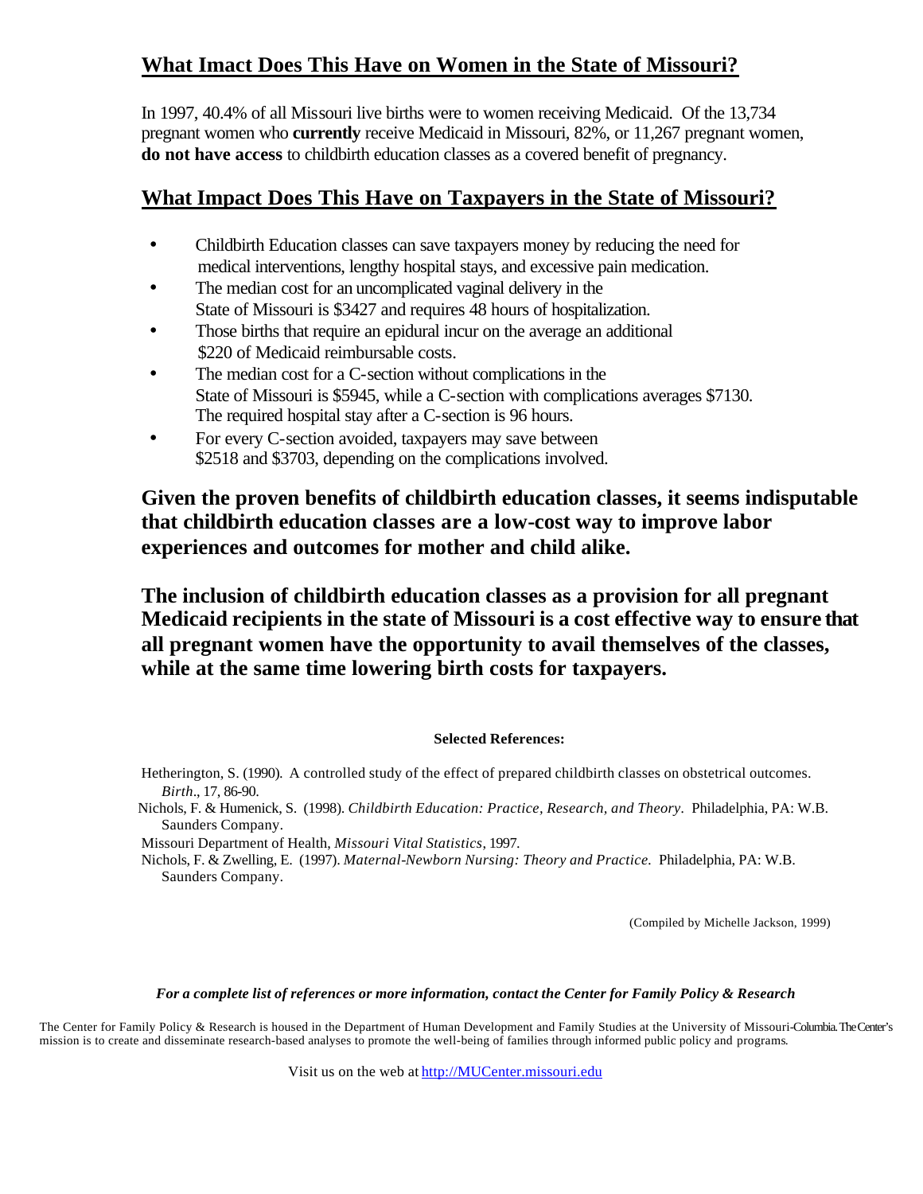## What Imact Does This Have on Women in the State of Missouri?

In 1997, 40.4% of all Missouri live births were to women receiving Medicaid. Of the 13,734 pregnant women who **currently** receive Medicaid in Missouri, 82%, or 11,267 pregnant women, **do not have access** to childbirth education classes as a covered benefit of pregnancy.

## What Impact Does This Have on Taxpayers in the State of Missouri?

- Childbirth Education classes can save taxpayers money by reducing the need for medical interventions, lengthy hospital stays, and excessive pain medication.
- The median cost for an uncomplicated vaginal delivery in the State of Missouri is $3427 and requires 48 hours of hospitalization.
- Those births that require an epidural incur on the average an additional $220 of Medicaid reimbursable costs.
- The median cost for a C-section without complications in the State of Missouri is $5945, while a C-section with complications averages $7130. The required hospital stay after a C-section is 96 hours.
- For every C-section avoided, taxpayers may save between $2518 and $3703, depending on the complications involved.

**Given the proven benefits of childbirth education classes, it seems indisputable that childbirth education classes are a low-cost way to improve labor experiences and outcomes for mother and child alike.**

**The inclusion of childbirth education classes as a provision for all pregnant Medicaid recipients in the state of Missouri is a cost effective way to ensure that all pregnant women have the opportunity to avail themselves of the classes, while at the same time lowering birth costs for taxpayers.**

**Selected References:**

Hetherington, S. (1990). A controlled study of the effect of prepared childbirth classes on obstetrical outcomes. *Birth*., 17, 86-90.

Nichols, F. & Humenick, S. (1998). *Childbirth Education: Practice, Research, and Theory*. Philadelphia, PA: W.B. Saunders Company.

Missouri Department of Health, *Missouri Vital Statistics*, 1997.

Nichols, F. & Zwelling, E. (1997). *Maternal-Newborn Nursing: Theory and Practice.* Philadelphia, PA: W.B. Saunders Company.

(Compiled by Michelle Jackson, 1999)

***For a complete list of references or more information, contact the Center for Family Policy & Research***

The Center for Family Policy & Research is housed in the Department of Human Development and Family Studies at the University of Missouri-Columbia. The Center's mission is to create and disseminate research-based analyses to promote the well-being of families through informed public policy and programs.

Visit us on the web at http://MUCenter.missouri.edu